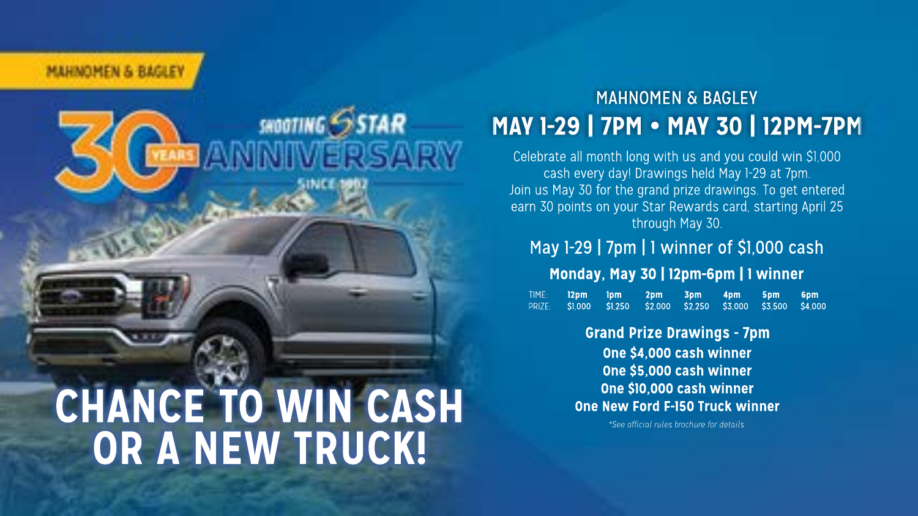MAHNOMEN & BAGLEY

# SHOOTING STAR 30 YEARS ANNIVERSARY

SINCE 1992

# CHANCE TO WIN CASH OR A NEW TRUCK!

## MAHNOMEN & BAGLEY

## MAY 1-29 | 7PM • MAY 30 | 12PM-7PM

Celebrate all month long with us and you could win $1,000 cash every day! Drawings held May 1-29 at 7pm. Join us May 30 for the grand prize drawings. To get entered earn 30 points on your Star Rewards card, starting April 25 through May 30.

### May 1-29 | 7pm | 1 winner of $1,000 cash

### Monday, May 30 | 12pm-6pm | 1 winner

| TIME: | 12pm | 1pm | 2pm | 3pm | 4pm | 5pm | 6pm |
|---|---|---|---|---|---|---|---|
| PRIZE: | $1,000 | $1,250 | $2,000 | $2,250 | $3,000 | $3,500 | $4,000 |

### Grand Prize Drawings - 7pm

**One $4,000 cash winner**
**One $5,000 cash winner**
**One $10,000 cash winner**
**One New Ford F-150 Truck winner**

*\*See official rules brochure for details.*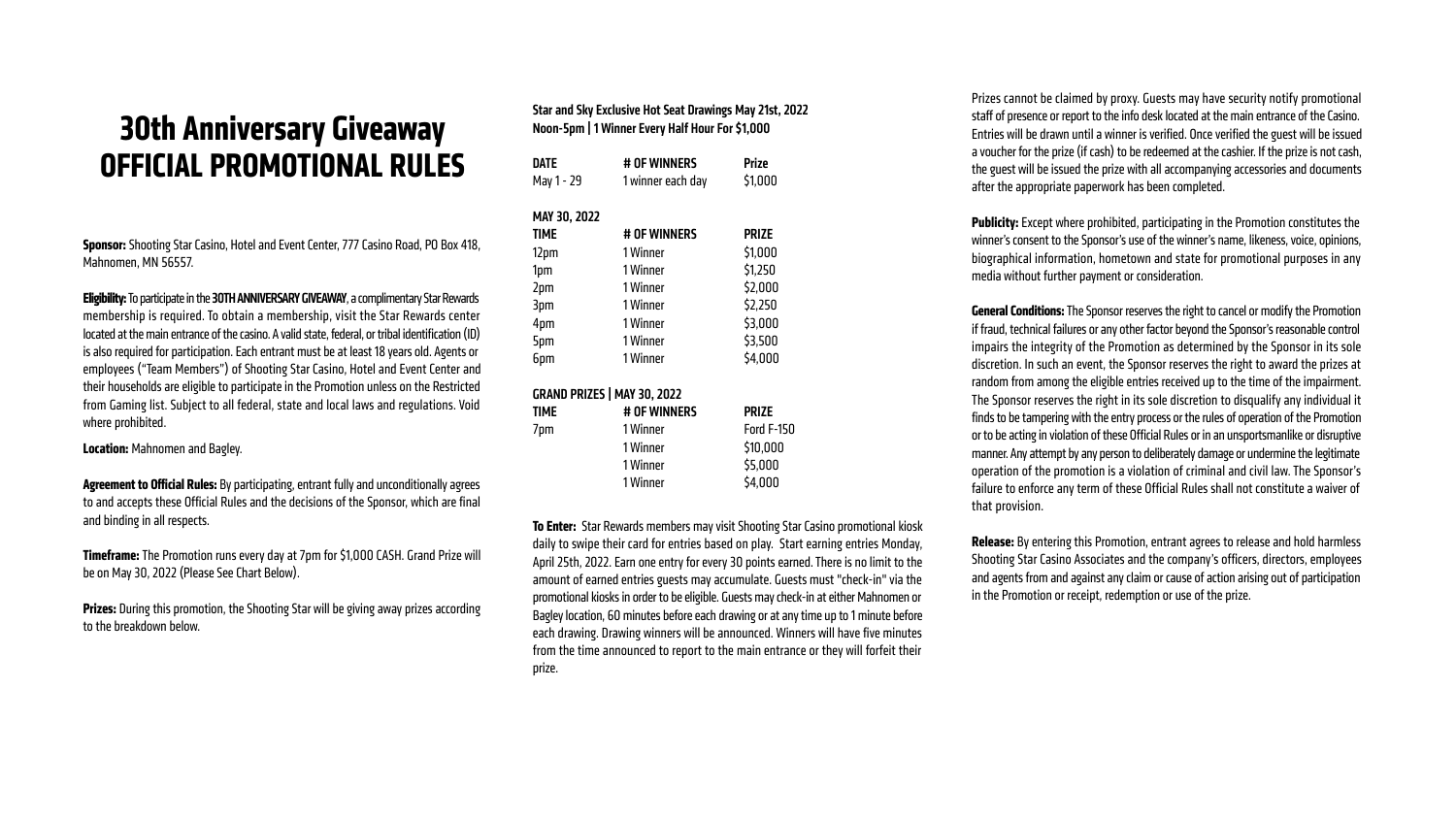# 30th Anniversary Giveaway OFFICIAL PROMOTIONAL RULES

**Sponsor:** Shooting Star Casino, Hotel and Event Center, 777 Casino Road, PO Box 418, Mahnomen, MN 56557.

**Eligibility:** To participate in the **30TH ANNIVERSARY GIVEAWAY**, a complimentary Star Rewards membership is required. To obtain a membership, visit the Star Rewards center located at the main entrance of the casino. A valid state, federal, or tribal identification (ID) is also required for participation. Each entrant must be at least 18 years old. Agents or employees ("Team Members") of Shooting Star Casino, Hotel and Event Center and their households are eligible to participate in the Promotion unless on the Restricted from Gaming list. Subject to all federal, state and local laws and regulations. Void where prohibited.

**Location:** Mahnomen and Bagley.

**Agreement to Official Rules:** By participating, entrant fully and unconditionally agrees to and accepts these Official Rules and the decisions of the Sponsor, which are final and binding in all respects.

**Timeframe:** The Promotion runs every day at 7pm for $1,000 CASH. Grand Prize will be on May 30, 2022 (Please See Chart Below).

**Prizes:** During this promotion, the Shooting Star will be giving away prizes according to the breakdown below.

**Star and Sky Exclusive Hot Seat Drawings May 21st, 2022**
**Noon-5pm | 1 Winner Every Half Hour For $1,000**

| DATE | # OF WINNERS | Prize |
|---|---|---|
| May 1 - 29 | 1 winner each day | $1,000 |

**MAY 30, 2022**

| TIME | # OF WINNERS | PRIZE |
|---|---|---|
| 12pm | 1 Winner | $1,000 |
| 1pm | 1 Winner | $1,250 |
| 2pm | 1 Winner | $2,000 |
| 3pm | 1 Winner | $2,250 |
| 4pm | 1 Winner | $3,000 |
| 5pm | 1 Winner | $3,500 |
| 6pm | 1 Winner | $4,000 |

**GRAND PRIZES | MAY 30, 2022**

| TIME | # OF WINNERS | PRIZE |
|---|---|---|
| 7pm | 1 Winner | Ford F-150 |
| | 1 Winner | $10,000 |
| | 1 Winner | $5,000 |
| | 1 Winner | $4,000 |

**To Enter:** Star Rewards members may visit Shooting Star Casino promotional kiosk daily to swipe their card for entries based on play. Start earning entries Monday, April 25th, 2022. Earn one entry for every 30 points earned. There is no limit to the amount of earned entries guests may accumulate. Guests must "check-in" via the promotional kiosks in order to be eligible. Guests may check-in at either Mahnomen or Bagley location, 60 minutes before each drawing or at any time up to 1 minute before each drawing. Drawing winners will be announced. Winners will have five minutes from the time announced to report to the main entrance or they will forfeit their prize.

Prizes cannot be claimed by proxy. Guests may have security notify promotional staff of presence or report to the info desk located at the main entrance of the Casino. Entries will be drawn until a winner is verified. Once verified the guest will be issued a voucher for the prize (if cash) to be redeemed at the cashier. If the prize is not cash, the guest will be issued the prize with all accompanying accessories and documents after the appropriate paperwork has been completed.

**Publicity:** Except where prohibited, participating in the Promotion constitutes the winner's consent to the Sponsor's use of the winner's name, likeness, voice, opinions, biographical information, hometown and state for promotional purposes in any media without further payment or consideration.

**General Conditions:** The Sponsor reserves the right to cancel or modify the Promotion if fraud, technical failures or any other factor beyond the Sponsor's reasonable control impairs the integrity of the Promotion as determined by the Sponsor in its sole discretion. In such an event, the Sponsor reserves the right to award the prizes at random from among the eligible entries received up to the time of the impairment. The Sponsor reserves the right in its sole discretion to disqualify any individual it finds to be tampering with the entry process or the rules of operation of the Promotion or to be acting in violation of these Official Rules or in an unsportsmanlike or disruptive manner. Any attempt by any person to deliberately damage or undermine the legitimate operation of the promotion is a violation of criminal and civil law. The Sponsor's failure to enforce any term of these Official Rules shall not constitute a waiver of that provision.

**Release:** By entering this Promotion, entrant agrees to release and hold harmless Shooting Star Casino Associates and the company's officers, directors, employees and agents from and against any claim or cause of action arising out of participation in the Promotion or receipt, redemption or use of the prize.